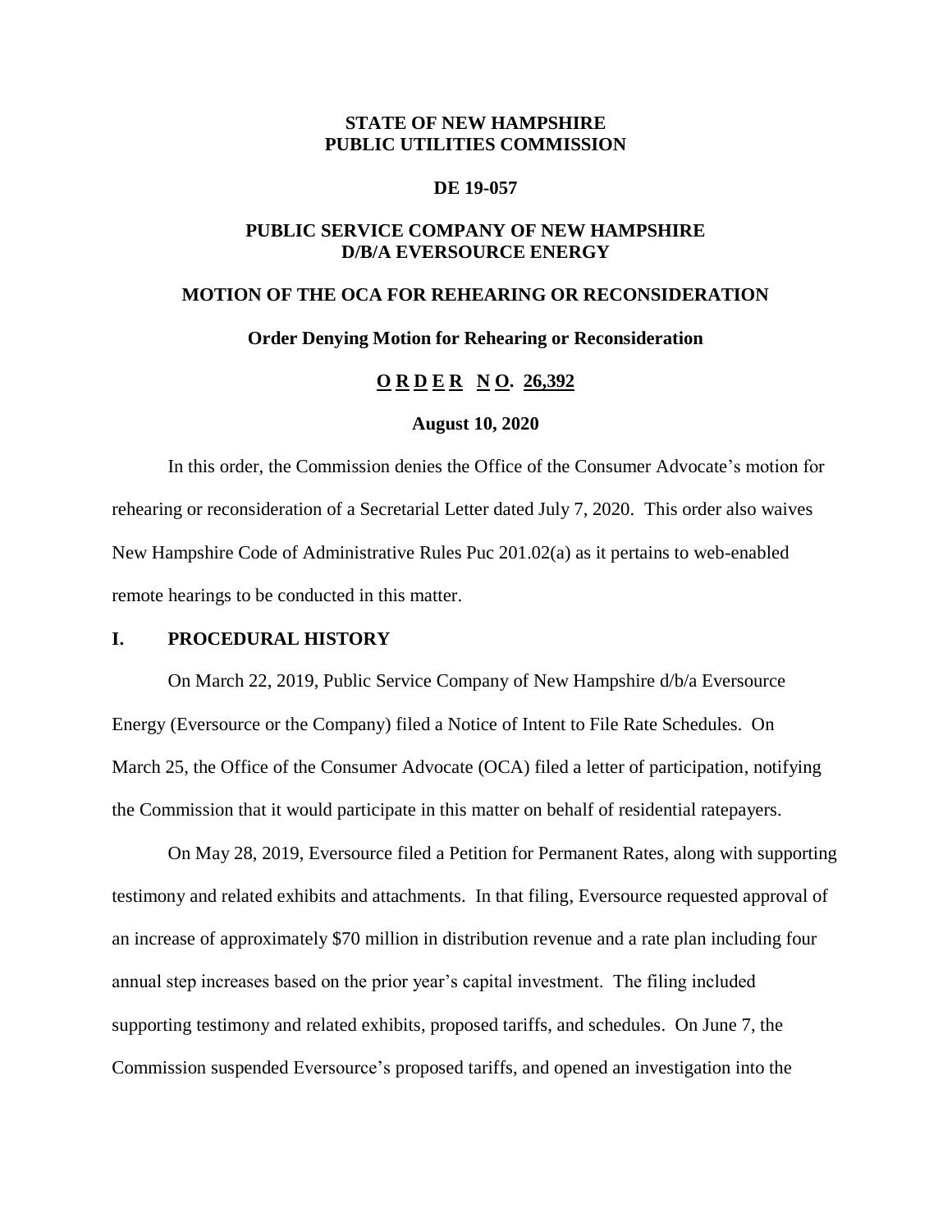**STATE OF NEW HAMPSHIRE**
**PUBLIC UTILITIES COMMISSION**

**DE 19-057**

**PUBLIC SERVICE COMPANY OF NEW HAMPSHIRE**
**D/B/A EVERSOURCE ENERGY**

**MOTION OF THE OCA FOR REHEARING OR RECONSIDERATION**

**Order Denying Motion for Rehearing or Reconsideration**

**O R D E R N O. 26,392**

**August 10, 2020**

In this order, the Commission denies the Office of the Consumer Advocate's motion for rehearing or reconsideration of a Secretarial Letter dated July 7, 2020. This order also waives New Hampshire Code of Administrative Rules Puc 201.02(a) as it pertains to web-enabled remote hearings to be conducted in this matter.

## I. PROCEDURAL HISTORY

On March 22, 2019, Public Service Company of New Hampshire d/b/a Eversource Energy (Eversource or the Company) filed a Notice of Intent to File Rate Schedules. On March 25, the Office of the Consumer Advocate (OCA) filed a letter of participation, notifying the Commission that it would participate in this matter on behalf of residential ratepayers.

On May 28, 2019, Eversource filed a Petition for Permanent Rates, along with supporting testimony and related exhibits and attachments. In that filing, Eversource requested approval of an increase of approximately $70 million in distribution revenue and a rate plan including four annual step increases based on the prior year's capital investment. The filing included supporting testimony and related exhibits, proposed tariffs, and schedules. On June 7, the Commission suspended Eversource's proposed tariffs, and opened an investigation into the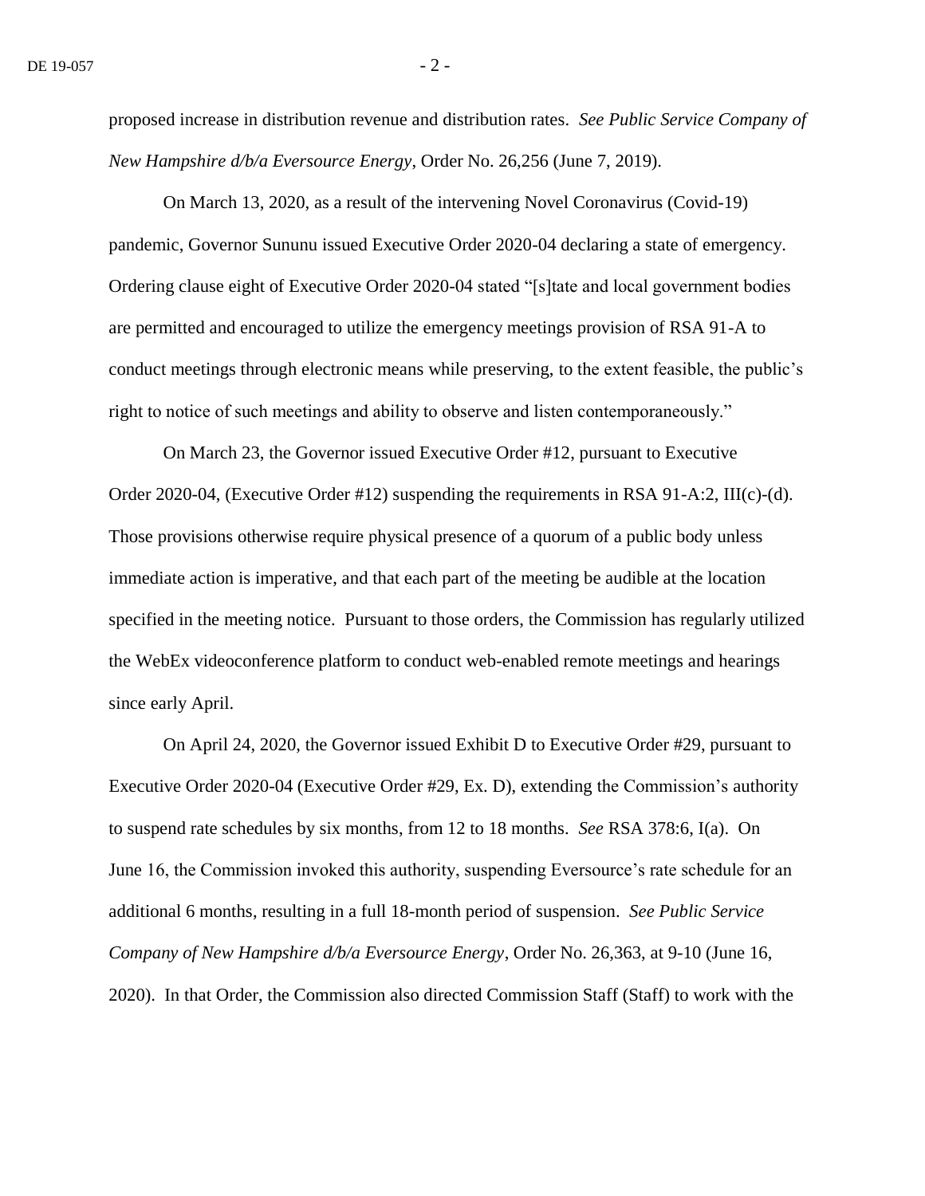proposed increase in distribution revenue and distribution rates. *See Public Service Company of New Hampshire d/b/a Eversource Energy*, Order No. 26,256 (June 7, 2019).

On March 13, 2020, as a result of the intervening Novel Coronavirus (Covid-19) pandemic, Governor Sununu issued Executive Order 2020-04 declaring a state of emergency. Ordering clause eight of Executive Order 2020-04 stated "[s]tate and local government bodies are permitted and encouraged to utilize the emergency meetings provision of RSA 91-A to conduct meetings through electronic means while preserving, to the extent feasible, the public's right to notice of such meetings and ability to observe and listen contemporaneously."

On March 23, the Governor issued Executive Order #12, pursuant to Executive Order 2020-04, (Executive Order #12) suspending the requirements in RSA 91-A:2, III(c)-(d). Those provisions otherwise require physical presence of a quorum of a public body unless immediate action is imperative, and that each part of the meeting be audible at the location specified in the meeting notice. Pursuant to those orders, the Commission has regularly utilized the WebEx videoconference platform to conduct web-enabled remote meetings and hearings since early April.

On April 24, 2020, the Governor issued Exhibit D to Executive Order #29, pursuant to Executive Order 2020-04 (Executive Order #29, Ex. D), extending the Commission's authority to suspend rate schedules by six months, from 12 to 18 months. *See* RSA 378:6, I(a). On June 16, the Commission invoked this authority, suspending Eversource's rate schedule for an additional 6 months, resulting in a full 18-month period of suspension. *See Public Service Company of New Hampshire d/b/a Eversource Energy*, Order No. 26,363, at 9-10 (June 16, 2020). In that Order, the Commission also directed Commission Staff (Staff) to work with the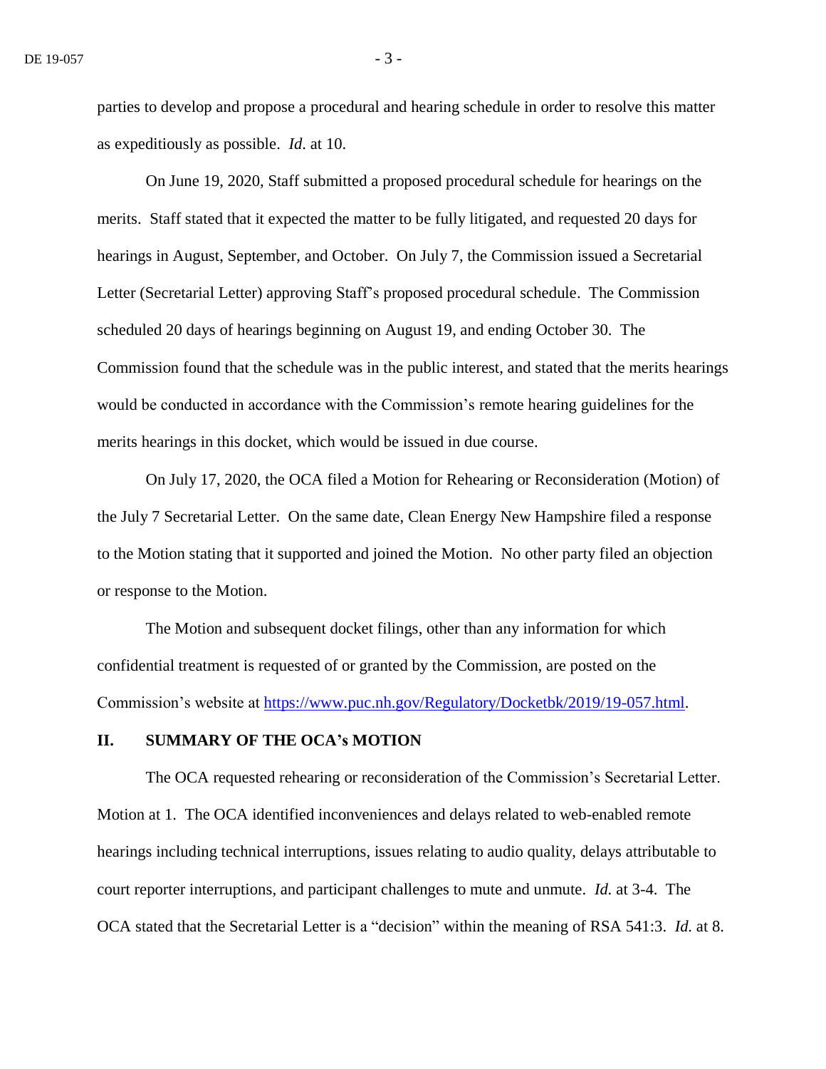parties to develop and propose a procedural and hearing schedule in order to resolve this matter as expeditiously as possible. *Id.* at 10.

On June 19, 2020, Staff submitted a proposed procedural schedule for hearings on the merits. Staff stated that it expected the matter to be fully litigated, and requested 20 days for hearings in August, September, and October. On July 7, the Commission issued a Secretarial Letter (Secretarial Letter) approving Staff's proposed procedural schedule. The Commission scheduled 20 days of hearings beginning on August 19, and ending October 30. The Commission found that the schedule was in the public interest, and stated that the merits hearings would be conducted in accordance with the Commission's remote hearing guidelines for the merits hearings in this docket, which would be issued in due course.

On July 17, 2020, the OCA filed a Motion for Rehearing or Reconsideration (Motion) of the July 7 Secretarial Letter. On the same date, Clean Energy New Hampshire filed a response to the Motion stating that it supported and joined the Motion. No other party filed an objection or response to the Motion.

The Motion and subsequent docket filings, other than any information for which confidential treatment is requested of or granted by the Commission, are posted on the Commission's website at [https://www.puc.nh.gov/Regulatory/Docketbk/2019/19-057.html](https://www.puc.nh.gov/Regulatory/Docketbk/2019/19-057.html).

## II. SUMMARY OF THE OCA's MOTION

The OCA requested rehearing or reconsideration of the Commission's Secretarial Letter. Motion at 1. The OCA identified inconveniences and delays related to web-enabled remote hearings including technical interruptions, issues relating to audio quality, delays attributable to court reporter interruptions, and participant challenges to mute and unmute. *Id.* at 3-4. The OCA stated that the Secretarial Letter is a "decision" within the meaning of RSA 541:3. *Id.* at 8.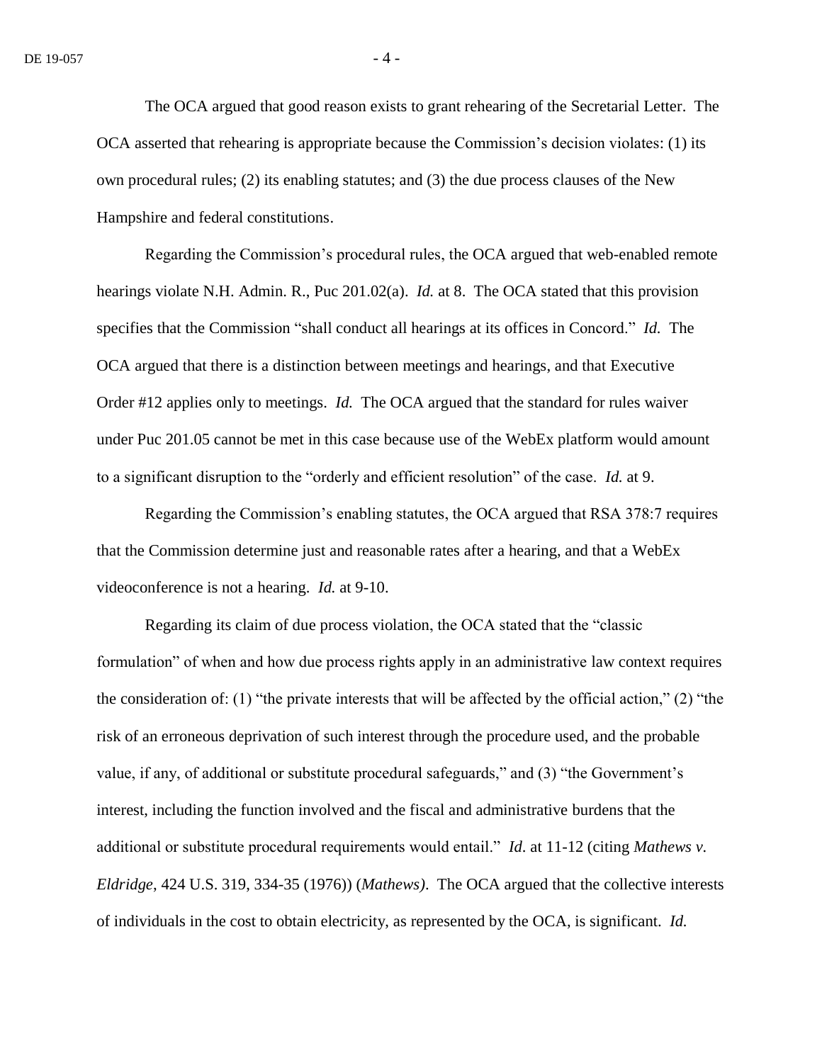The OCA argued that good reason exists to grant rehearing of the Secretarial Letter. The OCA asserted that rehearing is appropriate because the Commission's decision violates: (1) its own procedural rules; (2) its enabling statutes; and (3) the due process clauses of the New Hampshire and federal constitutions.

Regarding the Commission's procedural rules, the OCA argued that web-enabled remote hearings violate N.H. Admin. R., Puc 201.02(a). *Id.* at 8. The OCA stated that this provision specifies that the Commission "shall conduct all hearings at its offices in Concord." *Id.* The OCA argued that there is a distinction between meetings and hearings, and that Executive Order #12 applies only to meetings. *Id.* The OCA argued that the standard for rules waiver under Puc 201.05 cannot be met in this case because use of the WebEx platform would amount to a significant disruption to the "orderly and efficient resolution" of the case. *Id.* at 9.

Regarding the Commission's enabling statutes, the OCA argued that RSA 378:7 requires that the Commission determine just and reasonable rates after a hearing, and that a WebEx videoconference is not a hearing. *Id.* at 9-10.

Regarding its claim of due process violation, the OCA stated that the "classic formulation" of when and how due process rights apply in an administrative law context requires the consideration of: (1) "the private interests that will be affected by the official action," (2) "the risk of an erroneous deprivation of such interest through the procedure used, and the probable value, if any, of additional or substitute procedural safeguards," and (3) "the Government's interest, including the function involved and the fiscal and administrative burdens that the additional or substitute procedural requirements would entail." *Id.* at 11-12 (citing *Mathews v. Eldridge*, 424 U.S. 319, 334-35 (1976)) (*Mathews)*. The OCA argued that the collective interests of individuals in the cost to obtain electricity, as represented by the OCA, is significant. *Id.*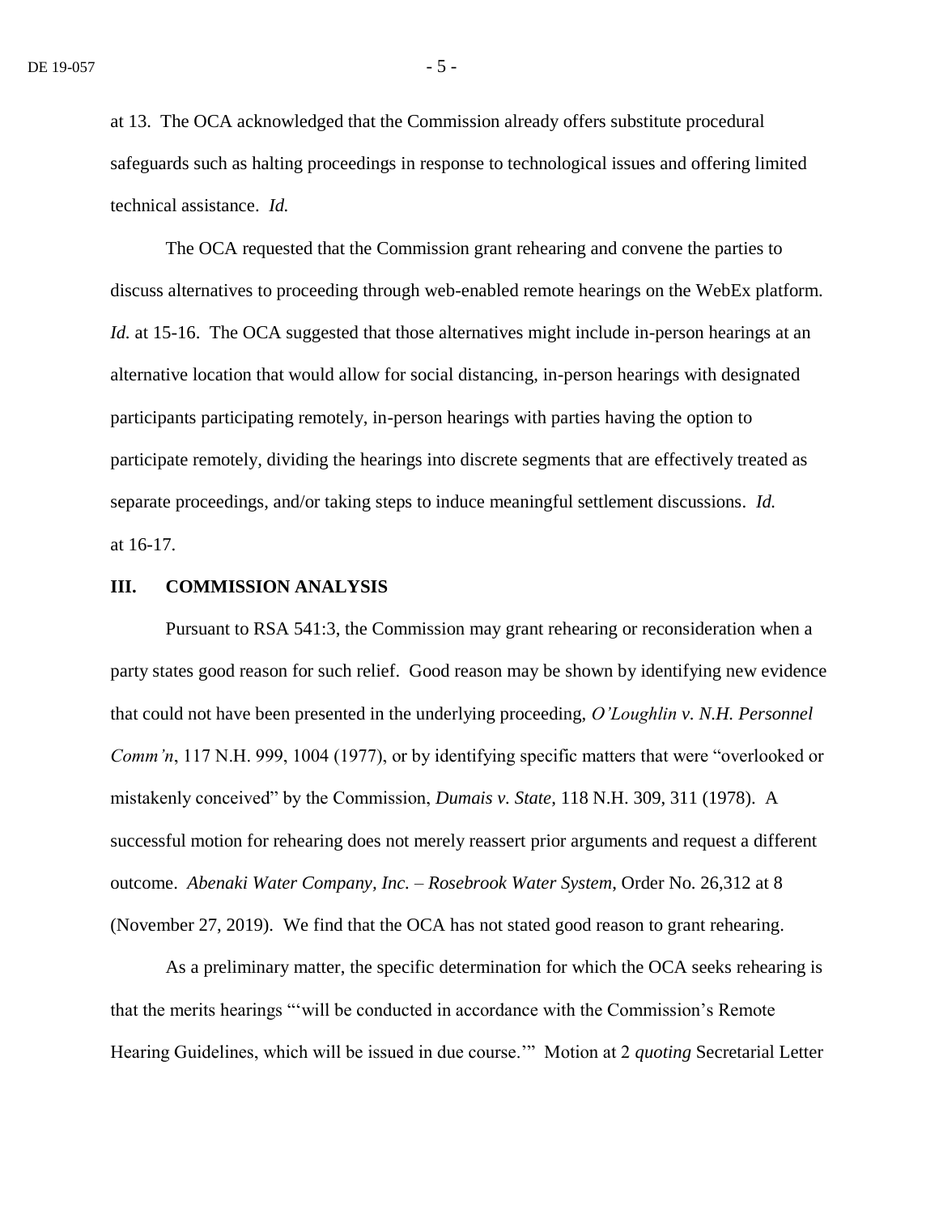at 13. The OCA acknowledged that the Commission already offers substitute procedural safeguards such as halting proceedings in response to technological issues and offering limited technical assistance. *Id.*

The OCA requested that the Commission grant rehearing and convene the parties to discuss alternatives to proceeding through web-enabled remote hearings on the WebEx platform. *Id.* at 15-16. The OCA suggested that those alternatives might include in-person hearings at an alternative location that would allow for social distancing, in-person hearings with designated participants participating remotely, in-person hearings with parties having the option to participate remotely, dividing the hearings into discrete segments that are effectively treated as separate proceedings, and/or taking steps to induce meaningful settlement discussions. *Id.* at 16-17.

## III. COMMISSION ANALYSIS

Pursuant to RSA 541:3, the Commission may grant rehearing or reconsideration when a party states good reason for such relief. Good reason may be shown by identifying new evidence that could not have been presented in the underlying proceeding, *O'Loughlin v. N.H. Personnel Comm'n*, 117 N.H. 999, 1004 (1977), or by identifying specific matters that were "overlooked or mistakenly conceived" by the Commission, *Dumais v. State*, 118 N.H. 309, 311 (1978). A successful motion for rehearing does not merely reassert prior arguments and request a different outcome. *Abenaki Water Company, Inc. – Rosebrook Water System*, Order No. 26,312 at 8 (November 27, 2019). We find that the OCA has not stated good reason to grant rehearing.

As a preliminary matter, the specific determination for which the OCA seeks rehearing is that the merits hearings "'will be conducted in accordance with the Commission's Remote Hearing Guidelines, which will be issued in due course.'" Motion at 2 *quoting* Secretarial Letter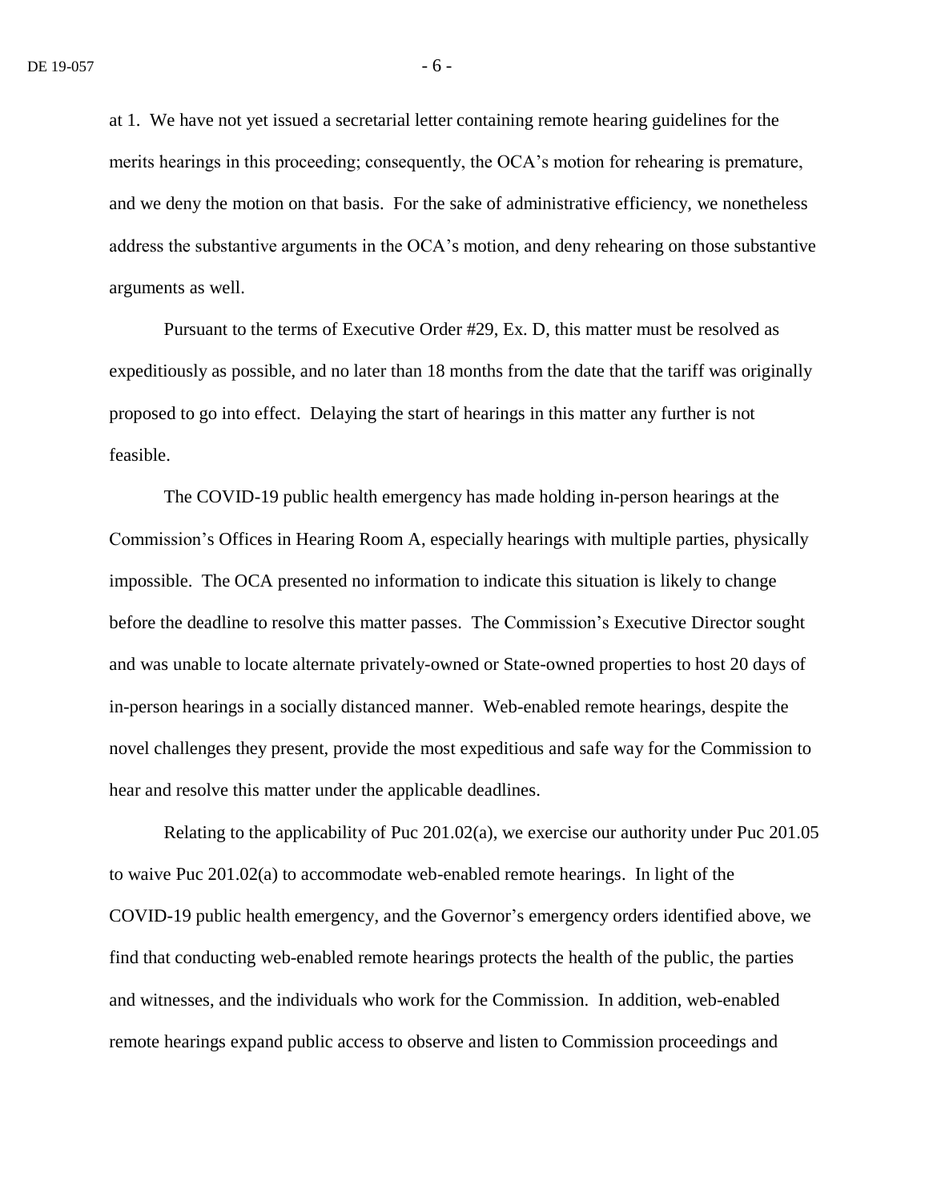at 1. We have not yet issued a secretarial letter containing remote hearing guidelines for the merits hearings in this proceeding; consequently, the OCA's motion for rehearing is premature, and we deny the motion on that basis. For the sake of administrative efficiency, we nonetheless address the substantive arguments in the OCA's motion, and deny rehearing on those substantive arguments as well.

Pursuant to the terms of Executive Order #29, Ex. D, this matter must be resolved as expeditiously as possible, and no later than 18 months from the date that the tariff was originally proposed to go into effect. Delaying the start of hearings in this matter any further is not feasible.

The COVID-19 public health emergency has made holding in-person hearings at the Commission's Offices in Hearing Room A, especially hearings with multiple parties, physically impossible. The OCA presented no information to indicate this situation is likely to change before the deadline to resolve this matter passes. The Commission's Executive Director sought and was unable to locate alternate privately-owned or State-owned properties to host 20 days of in-person hearings in a socially distanced manner. Web-enabled remote hearings, despite the novel challenges they present, provide the most expeditious and safe way for the Commission to hear and resolve this matter under the applicable deadlines.

Relating to the applicability of Puc 201.02(a), we exercise our authority under Puc 201.05 to waive Puc 201.02(a) to accommodate web-enabled remote hearings. In light of the COVID-19 public health emergency, and the Governor's emergency orders identified above, we find that conducting web-enabled remote hearings protects the health of the public, the parties and witnesses, and the individuals who work for the Commission. In addition, web-enabled remote hearings expand public access to observe and listen to Commission proceedings and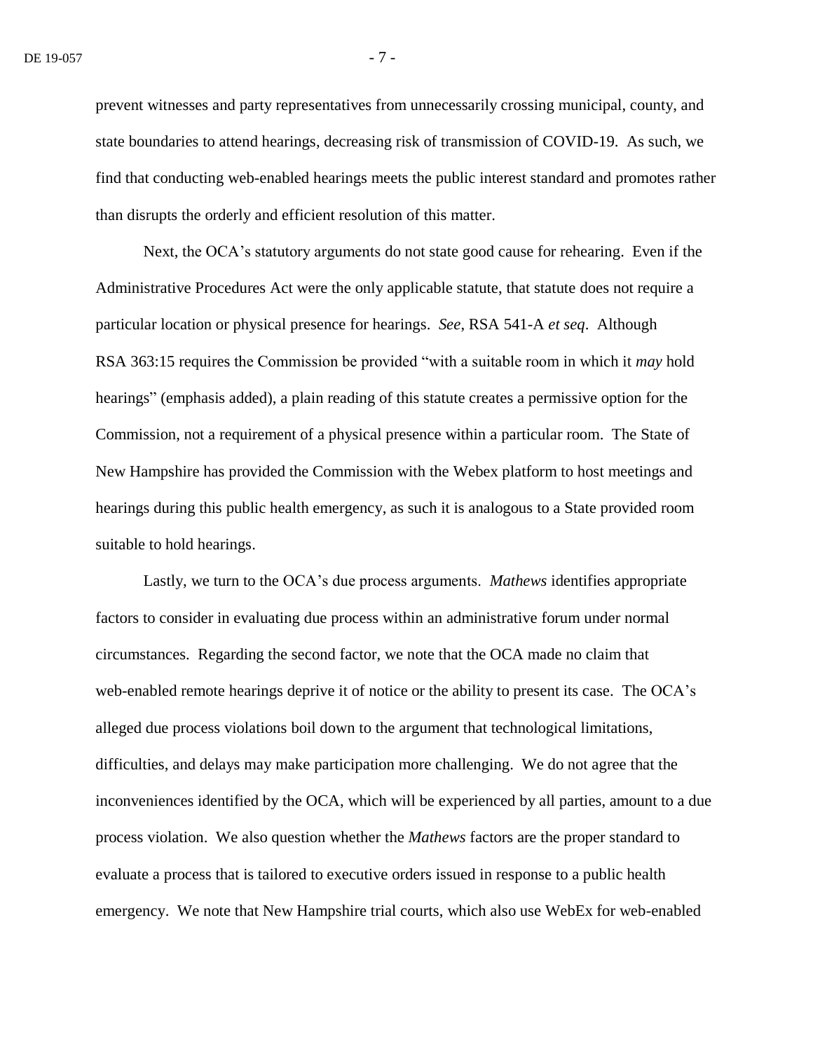prevent witnesses and party representatives from unnecessarily crossing municipal, county, and state boundaries to attend hearings, decreasing risk of transmission of COVID-19. As such, we find that conducting web-enabled hearings meets the public interest standard and promotes rather than disrupts the orderly and efficient resolution of this matter.

Next, the OCA's statutory arguments do not state good cause for rehearing. Even if the Administrative Procedures Act were the only applicable statute, that statute does not require a particular location or physical presence for hearings. *See*, RSA 541-A *et seq*. Although RSA 363:15 requires the Commission be provided "with a suitable room in which it *may* hold hearings" (emphasis added), a plain reading of this statute creates a permissive option for the Commission, not a requirement of a physical presence within a particular room. The State of New Hampshire has provided the Commission with the Webex platform to host meetings and hearings during this public health emergency, as such it is analogous to a State provided room suitable to hold hearings.

Lastly, we turn to the OCA's due process arguments. *Mathews* identifies appropriate factors to consider in evaluating due process within an administrative forum under normal circumstances. Regarding the second factor, we note that the OCA made no claim that web-enabled remote hearings deprive it of notice or the ability to present its case. The OCA's alleged due process violations boil down to the argument that technological limitations, difficulties, and delays may make participation more challenging. We do not agree that the inconveniences identified by the OCA, which will be experienced by all parties, amount to a due process violation. We also question whether the *Mathews* factors are the proper standard to evaluate a process that is tailored to executive orders issued in response to a public health emergency. We note that New Hampshire trial courts, which also use WebEx for web-enabled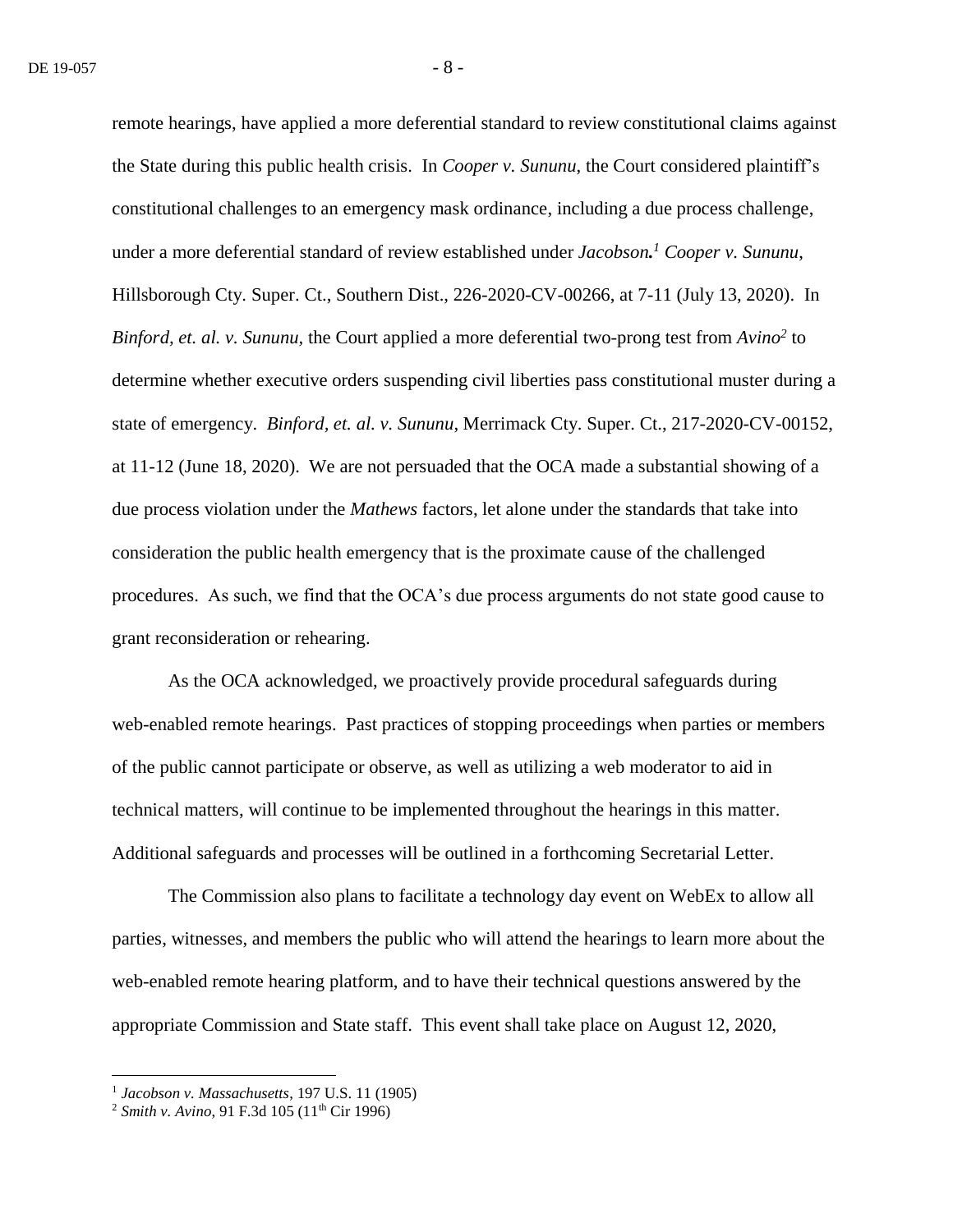remote hearings, have applied a more deferential standard to review constitutional claims against the State during this public health crisis. In *Cooper v. Sununu*, the Court considered plaintiff's constitutional challenges to an emergency mask ordinance, including a due process challenge, under a more deferential standard of review established under ***Jacobson*.**[1] *Cooper v. Sununu*, Hillsborough Cty. Super. Ct., Southern Dist., 226-2020-CV-00266, at 7-11 (July 13, 2020). In *Binford, et. al. v. Sununu*, the Court applied a more deferential two-prong test from *Avino*[2] to determine whether executive orders suspending civil liberties pass constitutional muster during a state of emergency. *Binford, et. al. v. Sununu*, Merrimack Cty. Super. Ct., 217-2020-CV-00152, at 11-12 (June 18, 2020). We are not persuaded that the OCA made a substantial showing of a due process violation under the *Mathews* factors, let alone under the standards that take into consideration the public health emergency that is the proximate cause of the challenged procedures. As such, we find that the OCA's due process arguments do not state good cause to grant reconsideration or rehearing.

As the OCA acknowledged, we proactively provide procedural safeguards during web-enabled remote hearings. Past practices of stopping proceedings when parties or members of the public cannot participate or observe, as well as utilizing a web moderator to aid in technical matters, will continue to be implemented throughout the hearings in this matter. Additional safeguards and processes will be outlined in a forthcoming Secretarial Letter.

The Commission also plans to facilitate a technology day event on WebEx to allow all parties, witnesses, and members the public who will attend the hearings to learn more about the web-enabled remote hearing platform, and to have their technical questions answered by the appropriate Commission and State staff. This event shall take place on August 12, 2020,

---

[1] *Jacobson v. Massachusetts*, 197 U.S. 11 (1905)

[2] *Smith v. Avino*, 91 F.3d 105 (11th Cir 1996)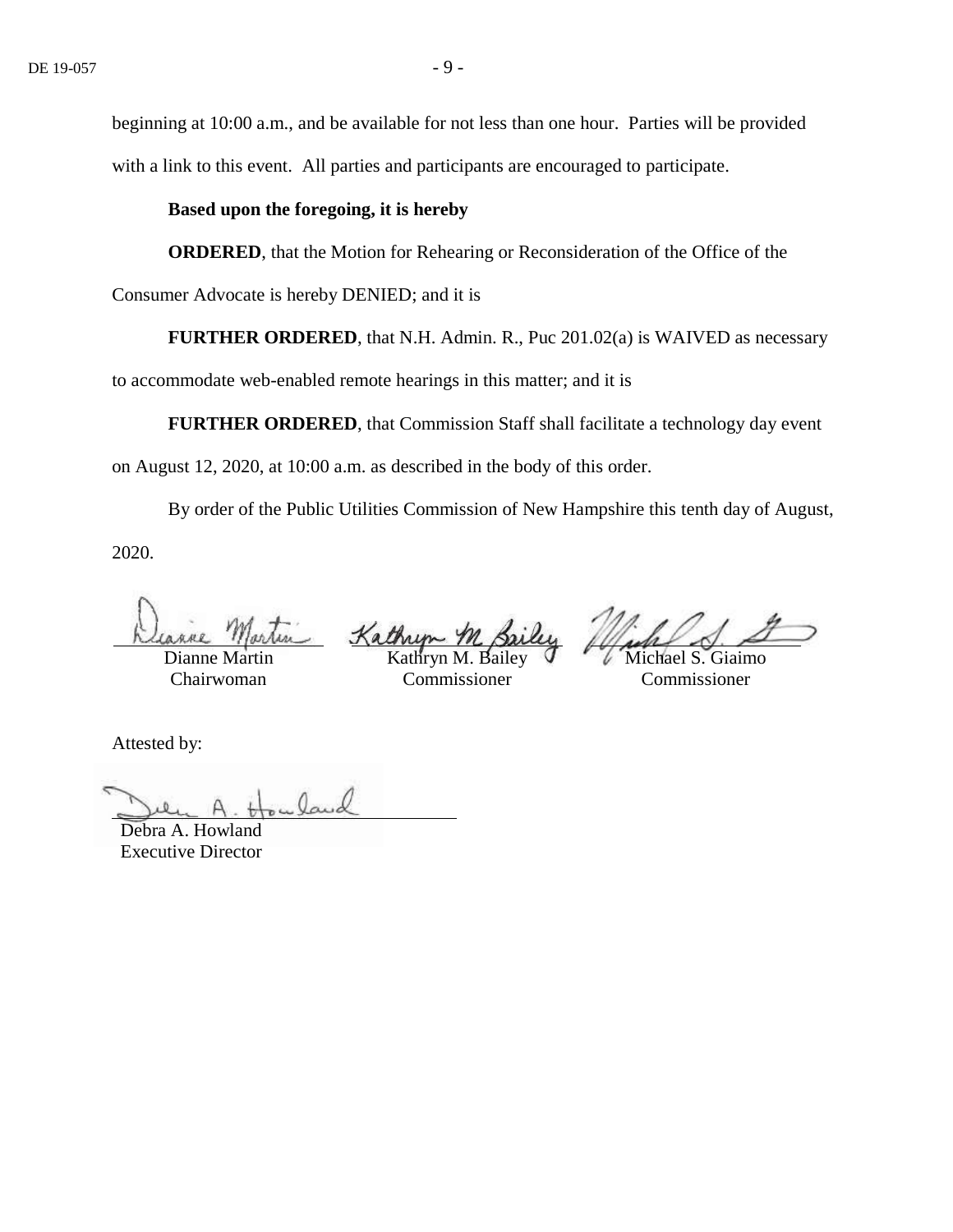beginning at 10:00 a.m., and be available for not less than one hour. Parties will be provided with a link to this event. All parties and participants are encouraged to participate.

**Based upon the foregoing, it is hereby**

**ORDERED**, that the Motion for Rehearing or Reconsideration of the Office of the Consumer Advocate is hereby DENIED; and it is

**FURTHER ORDERED**, that N.H. Admin. R., Puc 201.02(a) is WAIVED as necessary to accommodate web-enabled remote hearings in this matter; and it is

**FURTHER ORDERED**, that Commission Staff shall facilitate a technology day event on August 12, 2020, at 10:00 a.m. as described in the body of this order.

By order of the Public Utilities Commission of New Hampshire this tenth day of August, 2020.

| Dianne Martin | Kathryn M. Bailey | Michael S. Giaimo |
|---|---|---|
| Chairwoman | Commissioner | Commissioner |

Attested by:

Debra A. Howland
Executive Director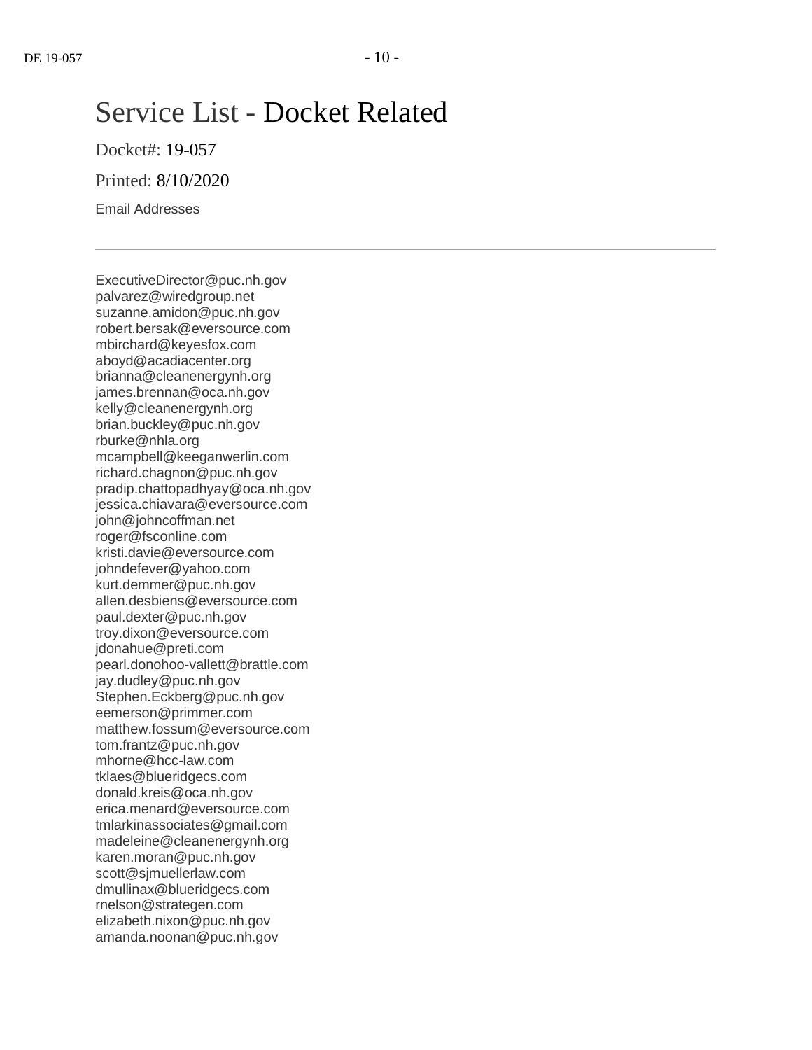# Service List - Docket Related

Docket#: 19-057

Printed: 8/10/2020

Email Addresses

---

ExecutiveDirector@puc.nh.gov
palvarez@wiredgroup.net
suzanne.amidon@puc.nh.gov
robert.bersak@eversource.com
mbirchard@keyesfox.com
aboyd@acadiacenter.org
brianna@cleanenergynh.org
james.brennan@oca.nh.gov
kelly@cleanenergynh.org
brian.buckley@puc.nh.gov
rburke@nhla.org
mcampbell@keeganwerlin.com
richard.chagnon@puc.nh.gov
pradip.chattopadhyay@oca.nh.gov
jessica.chiavara@eversource.com
john@johncoffman.net
roger@fsconline.com
kristi.davie@eversource.com
johndefever@yahoo.com
kurt.demmer@puc.nh.gov
allen.desbiens@eversource.com
paul.dexter@puc.nh.gov
troy.dixon@eversource.com
jdonahue@preti.com
pearl.donohoo-vallett@brattle.com
jay.dudley@puc.nh.gov
Stephen.Eckberg@puc.nh.gov
eemerson@primmer.com
matthew.fossum@eversource.com
tom.frantz@puc.nh.gov
mhorne@hcc-law.com
tklaes@blueridgecs.com
donald.kreis@oca.nh.gov
erica.menard@eversource.com
tmlarkinassociates@gmail.com
madeleine@cleanenergynh.org
karen.moran@puc.nh.gov
scott@sjmuellerlaw.com
dmullinax@blueridgecs.com
rnelson@strategen.com
elizabeth.nixon@puc.nh.gov
amanda.noonan@puc.nh.gov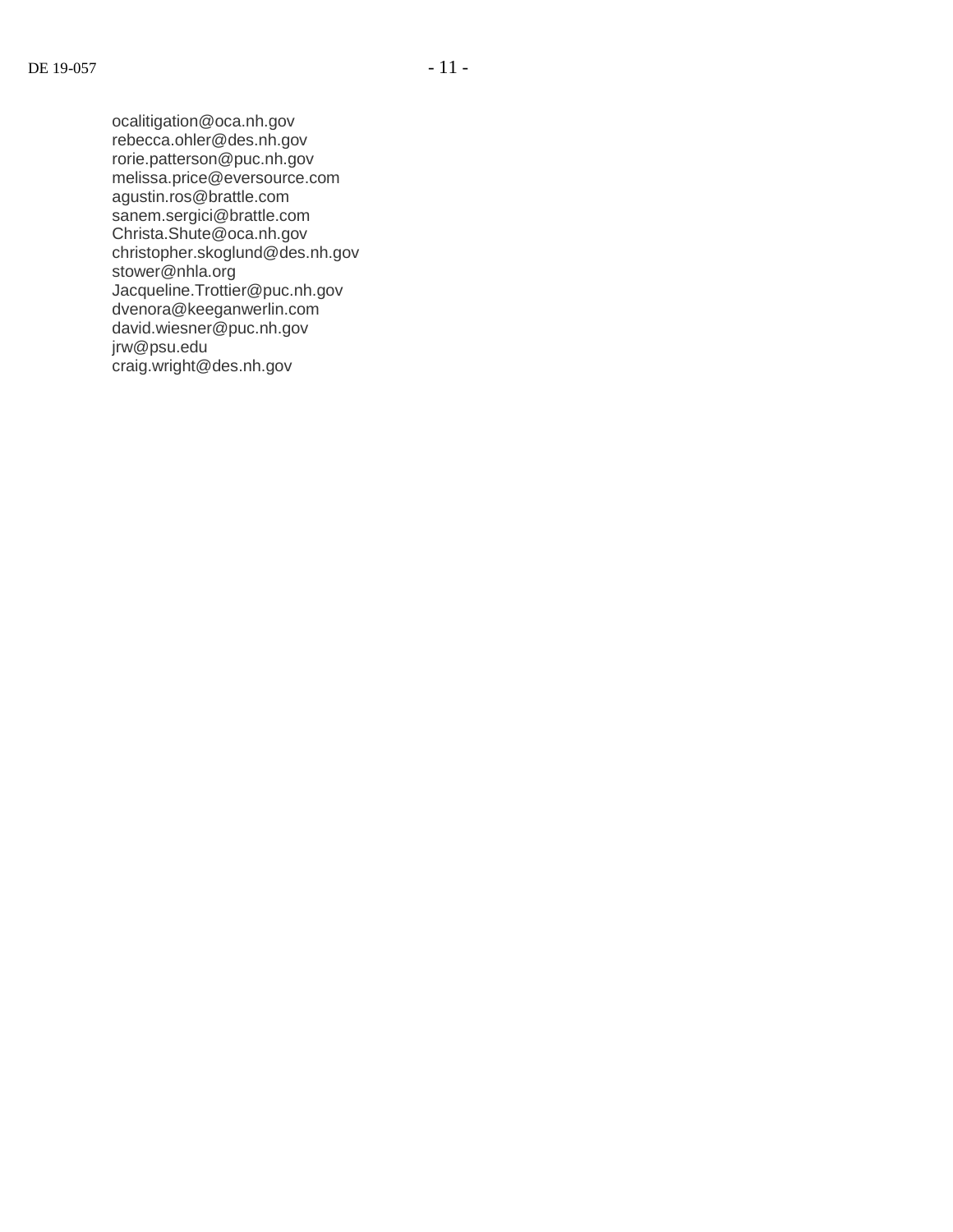ocalitigation@oca.nh.gov
rebecca.ohler@des.nh.gov
rorie.patterson@puc.nh.gov
melissa.price@eversource.com
agustin.ros@brattle.com
sanem.sergici@brattle.com
Christa.Shute@oca.nh.gov
christopher.skoglund@des.nh.gov
stower@nhla.org
Jacqueline.Trottier@puc.nh.gov
dvenora@keeganwerlin.com
david.wiesner@puc.nh.gov
jrw@psu.edu
craig.wright@des.nh.gov